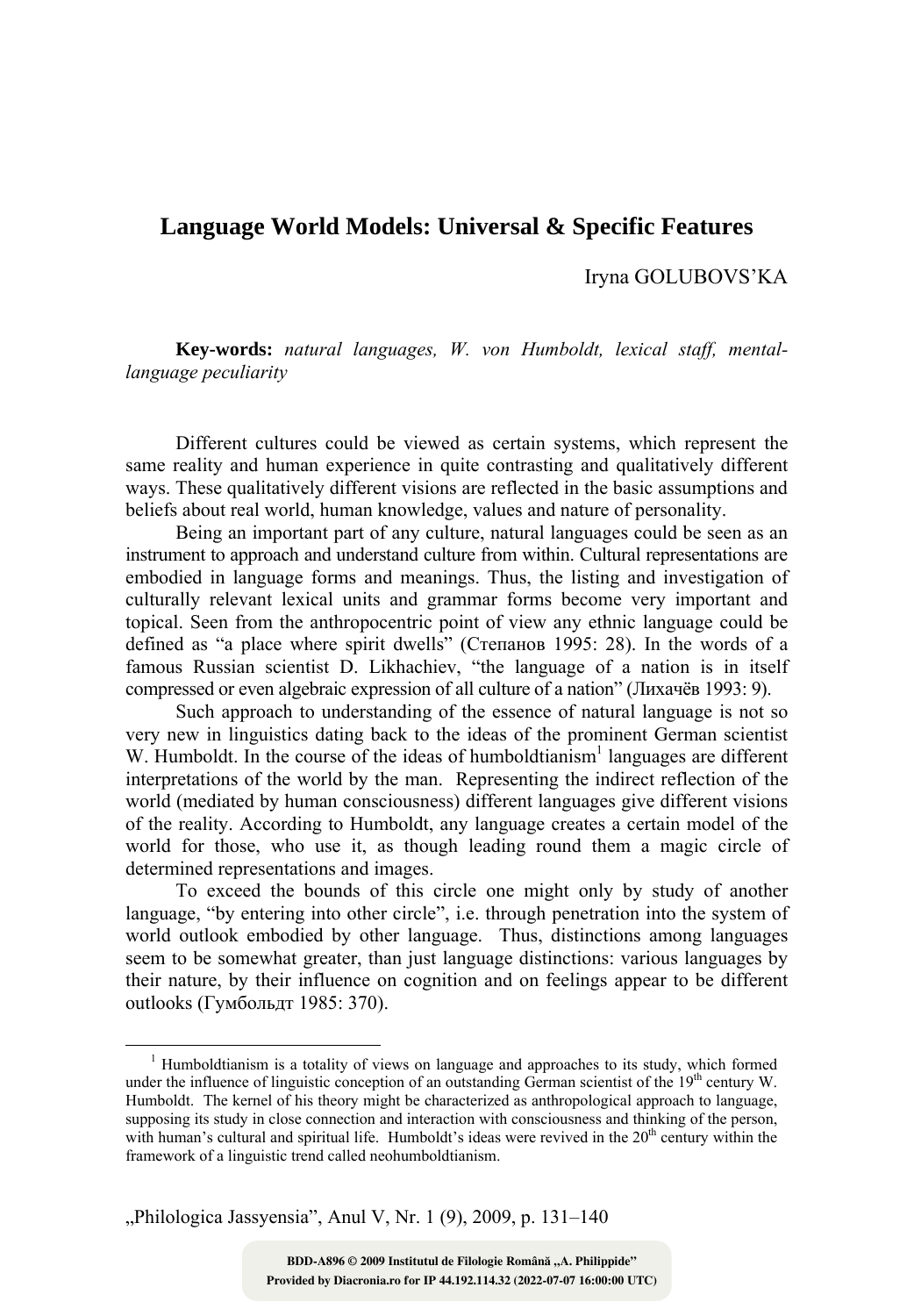## Language World Models: Universal & Specific Features

Iryna GOLUBOVS'KA

**Key-words:** *natural languages, W. von Humboldt, lexical staff, mental-language peculiarity*

Different cultures could be viewed as certain systems, which represent the same reality and human experience in quite contrasting and qualitatively different ways. These qualitatively different visions are reflected in the basic assumptions and beliefs about real world, human knowledge, values and nature of personality.

Being an important part of any culture, natural languages could be seen as an instrument to approach and understand culture from within. Cultural representations are embodied in language forms and meanings. Thus, the listing and investigation of culturally relevant lexical units and grammar forms become very important and topical. Seen from the anthropocentric point of view any ethnic language could be defined as "a place where spirit dwells" (Степанов 1995: 28). In the words of a famous Russian scientist D. Likhachiev, "the language of a nation is in itself compressed or even algebraic expression of all culture of a nation" (Лихачёв 1993: 9).

Such approach to understanding of the essence of natural language is not so very new in linguistics dating back to the ideas of the prominent German scientist W. Humboldt. In the course of the ideas of humboldtianism[1] languages are different interpretations of the world by the man. Representing the indirect reflection of the world (mediated by human consciousness) different languages give different visions of the reality. According to Humboldt, any language creates a certain model of the world for those, who use it, as though leading round them a magic circle of determined representations and images.

To exceed the bounds of this circle one might only by study of another language, "by entering into other circle", i.e. through penetration into the system of world outlook embodied by other language. Thus, distinctions among languages seem to be somewhat greater, than just language distinctions: various languages by their nature, by their influence on cognition and on feelings appear to be different outlooks (Гумбольдт 1985: 370).

[1] Humboldtianism is a totality of views on language and approaches to its study, which formed under the influence of linguistic conception of an outstanding German scientist of the 19th century W. Humboldt. The kernel of his theory might be characterized as anthropological approach to language, supposing its study in close connection and interaction with consciousness and thinking of the person, with human's cultural and spiritual life. Humboldt's ideas were revived in the 20th century within the framework of a linguistic trend called neohumboldtianism.

„Philologica Jassyensia", Anul V, Nr. 1 (9), 2009, p. 131–140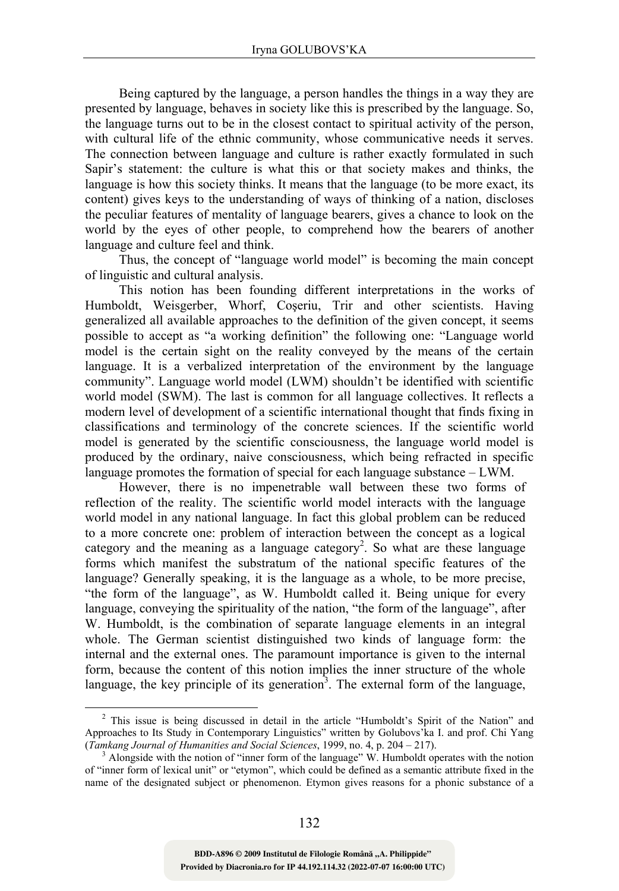Being captured by the language, a person handles the things in a way they are presented by language, behaves in society like this is prescribed by the language. So, the language turns out to be in the closest contact to spiritual activity of the person, with cultural life of the ethnic community, whose communicative needs it serves. The connection between language and culture is rather exactly formulated in such Sapir's statement: the culture is what this or that society makes and thinks, the language is how this society thinks. It means that the language (to be more exact, its content) gives keys to the understanding of ways of thinking of a nation, discloses the peculiar features of mentality of language bearers, gives a chance to look on the world by the eyes of other people, to comprehend how the bearers of another language and culture feel and think.

Thus, the concept of "language world model" is becoming the main concept of linguistic and cultural analysis.

This notion has been founding different interpretations in the works of Humboldt, Weisgerber, Whorf, Coşeriu, Trir and other scientists. Having generalized all available approaches to the definition of the given concept, it seems possible to accept as "a working definition" the following one: "Language world model is the certain sight on the reality conveyed by the means of the certain language. It is a verbalized interpretation of the environment by the language community". Language world model (LWM) shouldn't be identified with scientific world model (SWM). The last is common for all language collectives. It reflects a modern level of development of a scientific international thought that finds fixing in classifications and terminology of the concrete sciences. If the scientific world model is generated by the scientific consciousness, the language world model is produced by the ordinary, naive consciousness, which being refracted in specific language promotes the formation of special for each language substance – LWM.

However, there is no impenetrable wall between these two forms of reflection of the reality. The scientific world model interacts with the language world model in any national language. In fact this global problem can be reduced to a more concrete one: problem of interaction between the concept as a logical category and the meaning as a language category[2]. So what are these language forms which manifest the substratum of the national specific features of the language? Generally speaking, it is the language as a whole, to be more precise, "the form of the language", as W. Humboldt called it. Being unique for every language, conveying the spirituality of the nation, "the form of the language", after W. Humboldt, is the combination of separate language elements in an integral whole. The German scientist distinguished two kinds of language form: the internal and the external ones. The paramount importance is given to the internal form, because the content of this notion implies the inner structure of the whole language, the key principle of its generation[3]. The external form of the language,

---

[2] This issue is being discussed in detail in the article "Humboldt's Spirit of the Nation" and Approaches to Its Study in Contemporary Linguistics" written by Golubovs'ka I. and prof. Chi Yang (*Tamkang Journal of Humanities and Social Sciences*, 1999, no. 4, p. 204 – 217).

[3] Alongside with the notion of "inner form of the language" W. Humboldt operates with the notion of "inner form of lexical unit" or "etymon", which could be defined as a semantic attribute fixed in the name of the designated subject or phenomenon. Etymon gives reasons for a phonic substance of a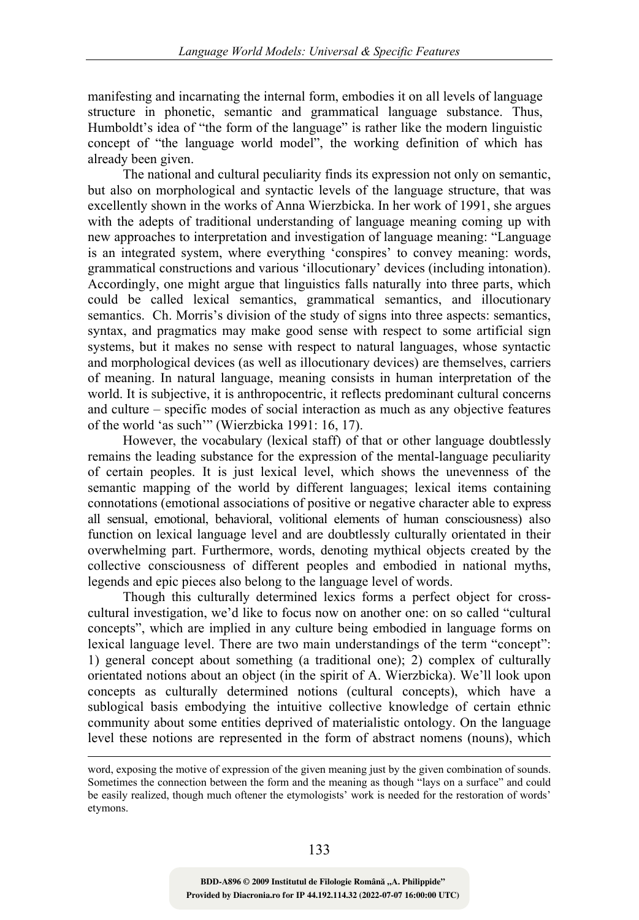manifesting and incarnating the internal form, embodies it on all levels of language structure in phonetic, semantic and grammatical language substance. Thus, Humboldt's idea of "the form of the language" is rather like the modern linguistic concept of "the language world model", the working definition of which has already been given.

The national and cultural peculiarity finds its expression not only on semantic, but also on morphological and syntactic levels of the language structure, that was excellently shown in the works of Anna Wierzbicka. In her work of 1991, she argues with the adepts of traditional understanding of language meaning coming up with new approaches to interpretation and investigation of language meaning: "Language is an integrated system, where everything 'conspires' to convey meaning: words, grammatical constructions and various 'illocutionary' devices (including intonation). Accordingly, one might argue that linguistics falls naturally into three parts, which could be called lexical semantics, grammatical semantics, and illocutionary semantics. Ch. Morris's division of the study of signs into three aspects: semantics, syntax, and pragmatics may make good sense with respect to some artificial sign systems, but it makes no sense with respect to natural languages, whose syntactic and morphological devices (as well as illocutionary devices) are themselves, carriers of meaning. In natural language, meaning consists in human interpretation of the world. It is subjective, it is anthropocentric, it reflects predominant cultural concerns and culture – specific modes of social interaction as much as any objective features of the world 'as such'" (Wierzbicka 1991: 16, 17).

However, the vocabulary (lexical staff) of that or other language doubtlessly remains the leading substance for the expression of the mental-language peculiarity of certain peoples. It is just lexical level, which shows the unevenness of the semantic mapping of the world by different languages; lexical items containing connotations (emotional associations of positive or negative character able to express all sensual, emotional, behavioral, volitional elements of human consciousness) also function on lexical language level and are doubtlessly culturally orientated in their overwhelming part. Furthermore, words, denoting mythical objects created by the collective consciousness of different peoples and embodied in national myths, legends and epic pieces also belong to the language level of words.

Though this culturally determined lexics forms a perfect object for cross-cultural investigation, we'd like to focus now on another one: on so called "cultural concepts", which are implied in any culture being embodied in language forms on lexical language level. There are two main understandings of the term "concept": 1) general concept about something (a traditional one); 2) complex of culturally orientated notions about an object (in the spirit of A. Wierzbicka). We'll look upon concepts as culturally determined notions (cultural concepts), which have a sublogical basis embodying the intuitive collective knowledge of certain ethnic community about some entities deprived of materialistic ontology. On the language level these notions are represented in the form of abstract nomens (nouns), which

---

word, exposing the motive of expression of the given meaning just by the given combination of sounds. Sometimes the connection between the form and the meaning as though "lays on a surface" and could be easily realized, though much oftener the etymologists' work is needed for the restoration of words' etymons.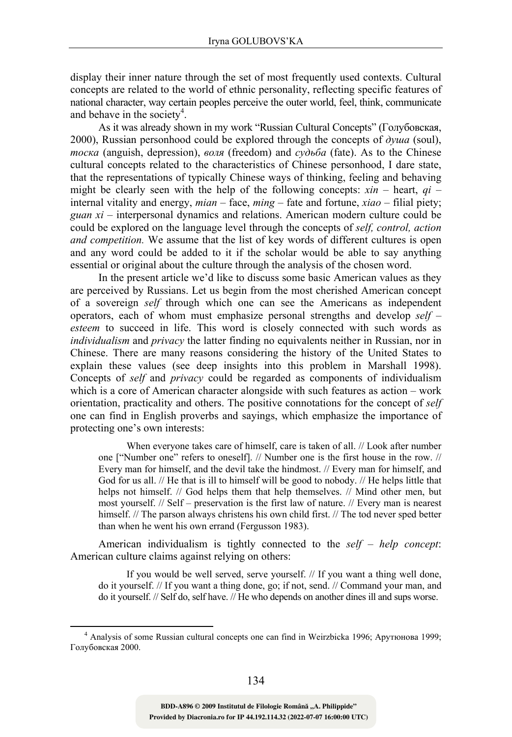display their inner nature through the set of most frequently used contexts. Cultural concepts are related to the world of ethnic personality, reflecting specific features of national character, way certain peoples perceive the outer world, feel, think, communicate and behave in the society[4].

As it was already shown in my work "Russian Cultural Concepts" (Голубовская, 2000), Russian personhood could be explored through the concepts of *душа* (soul), *тоска* (anguish, depression), *воля* (freedom) and *судьба* (fate). As to the Chinese cultural concepts related to the characteristics of Chinese personhood, I dare state, that the representations of typically Chinese ways of thinking, feeling and behaving might be clearly seen with the help of the following concepts: *xin* – heart, *qi* – internal vitality and energy, *mian* – face, *ming* – fate and fortune, *xiao* – filial piety; *guan xi* – interpersonal dynamics and relations. American modern culture could be could be explored on the language level through the concepts of *self, control, action and competition.* We assume that the list of key words of different cultures is open and any word could be added to it if the scholar would be able to say anything essential or original about the culture through the analysis of the chosen word.

In the present article we'd like to discuss some basic American values as they are perceived by Russians. Let us begin from the most cherished American concept of a sovereign *self* through which one can see the Americans as independent operators, each of whom must emphasize personal strengths and develop *self – esteem* to succeed in life. This word is closely connected with such words as *individualism* and *privacy* the latter finding no equivalents neither in Russian, nor in Chinese. There are many reasons considering the history of the United States to explain these values (see deep insights into this problem in Marshall 1998). Concepts of *self* and *privacy* could be regarded as components of individualism which is a core of American character alongside with such features as action – work orientation, practicality and others. The positive connotations for the concept of *self* one can find in English proverbs and sayings, which emphasize the importance of protecting one's own interests:

> When everyone takes care of himself, care is taken of all. // Look after number one ["Number one" refers to oneself]. // Number one is the first house in the row. // Every man for himself, and the devil take the hindmost. // Every man for himself, and God for us all. // He that is ill to himself will be good to nobody. // He helps little that helps not himself. // God helps them that help themselves. // Mind other men, but most yourself. // Self – preservation is the first law of nature. // Every man is nearest himself. // The parson always christens his own child first. // The tod never sped better than when he went his own errand (Fergusson 1983).

American individualism is tightly connected to the *self – help concept*: American culture claims against relying on others:

> If you would be well served, serve yourself. // If you want a thing well done, do it yourself. // If you want a thing done, go; if not, send. // Command your man, and do it yourself. // Self do, self have. // He who depends on another dines ill and sups worse.

---

[4] Analysis of some Russian cultural concepts one can find in Weirzbicka 1996; Арутюнова 1999; Голубовская 2000.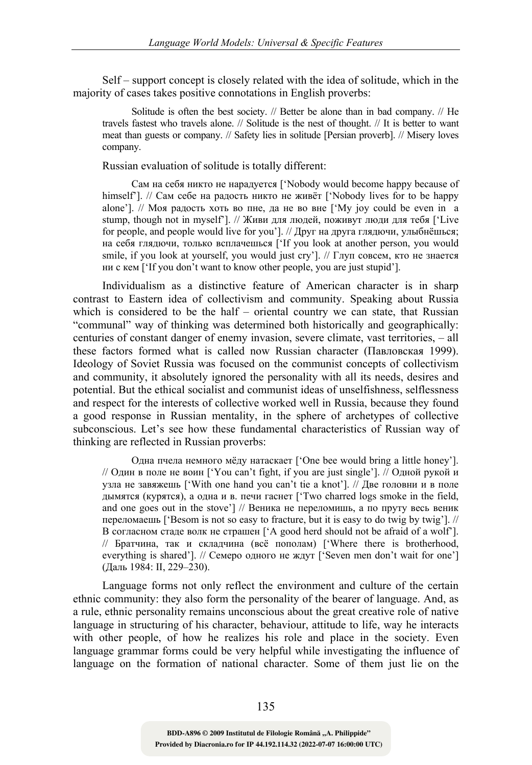Self – support concept is closely related with the idea of solitude, which in the majority of cases takes positive connotations in English proverbs:

> Solitude is often the best society. // Better be alone than in bad company. // He travels fastest who travels alone. // Solitude is the nest of thought. // It is better to want meat than guests or company. // Safety lies in solitude [Persian proverb]. // Misery loves company.

Russian evaluation of solitude is totally different:

> Сам на себя никто не нарадуется ['Nobody would become happy because of himself']. // Сам себе на радость никто не живёт ['Nobody lives for to be happy alone']. // Моя радость хоть во пне, да не во вне ['My joy could be even in a stump, though not in myself']. // Живи для людей, поживут люди для тебя ['Live for people, and people would live for you']. // Друг на друга глядючи, улыбнёшься; на себя глядючи, только всплачешься ['If you look at another person, you would smile, if you look at yourself, you would just cry']. // Глуп совсем, кто не знается ни с кем ['If you don't want to know other people, you are just stupid'].

Individualism as a distinctive feature of American character is in sharp contrast to Eastern idea of collectivism and community. Speaking about Russia which is considered to be the half – oriental country we can state, that Russian "communal" way of thinking was determined both historically and geographically: centuries of constant danger of enemy invasion, severe climate, vast territories, – all these factors formed what is called now Russian character (Павловская 1999). Ideology of Soviet Russia was focused on the communist concepts of collectivism and community, it absolutely ignored the personality with all its needs, desires and potential. But the ethical socialist and communist ideas of unselfishness, selflessness and respect for the interests of collective worked well in Russia, because they found a good response in Russian mentality, in the sphere of archetypes of collective subconscious. Let's see how these fundamental characteristics of Russian way of thinking are reflected in Russian proverbs:

> Одна пчела немного мёду натаскает ['One bee would bring a little honey']. // Один в поле не воин ['You can't fight, if you are just single']. // Одной рукой и узла не завяжешь ['With one hand you can't tie a knot']. // Две головни и в поле дымятся (курятся), а одна и в. печи гаснет ['Two charred logs smoke in the field, and one goes out in the stove'] // Веника не переломишь, а по пруту весь веник переломаешь ['Besom is not so easy to fracture, but it is easy to do twig by twig']. // В согласном стаде волк не страшен ['A good herd should not be afraid of a wolf']. // Братчина, так и складчина (всё пополам) ['Where there is brotherhood, everything is shared']. // Семеро одного не ждут ['Seven men don't wait for one'] (Даль 1984: II, 229–230).

Language forms not only reflect the environment and culture of the certain ethnic community: they also form the personality of the bearer of language. And, as a rule, ethnic personality remains unconscious about the great creative role of native language in structuring of his character, behaviour, attitude to life, way he interacts with other people, of how he realizes his role and place in the society. Even language grammar forms could be very helpful while investigating the influence of language on the formation of national character. Some of them just lie on the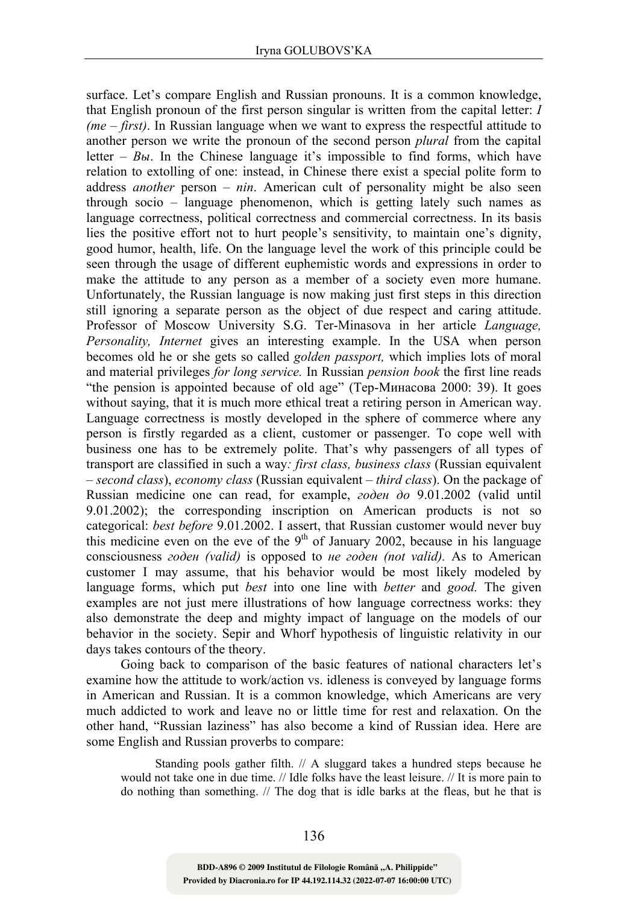surface. Let's compare English and Russian pronouns. It is a common knowledge, that English pronoun of the first person singular is written from the capital letter: *I (me – first)*. In Russian language when we want to express the respectful attitude to another person we write the pronoun of the second person *plural* from the capital letter – *Вы*. In the Chinese language it's impossible to find forms, which have relation to extolling of one: instead, in Chinese there exist a special polite form to address *another* person – *nin*. American cult of personality might be also seen through socio – language phenomenon, which is getting lately such names as language correctness, political correctness and commercial correctness. In its basis lies the positive effort not to hurt people's sensitivity, to maintain one's dignity, good humor, health, life. On the language level the work of this principle could be seen through the usage of different euphemistic words and expressions in order to make the attitude to any person as a member of a society even more humane. Unfortunately, the Russian language is now making just first steps in this direction still ignoring a separate person as the object of due respect and caring attitude. Professor of Moscow University S.G. Ter-Minasova in her article *Language, Personality, Internet* gives an interesting example. In the USA when person becomes old he or she gets so called *golden passport,* which implies lots of moral and material privileges *for long service.* In Russian *pension book* the first line reads "the pension is appointed because of old age" (Тер-Минасова 2000: 39). It goes without saying, that it is much more ethical treat a retiring person in American way. Language correctness is mostly developed in the sphere of commerce where any person is firstly regarded as a client, customer or passenger. To cope well with business one has to be extremely polite. That's why passengers of all types of transport are classified in such a way*: first class, business class* (Russian equivalent – *second class*), *economy class* (Russian equivalent – *third class*). On the package of Russian medicine one can read, for example, *годен до* 9.01.2002 (valid until 9.01.2002); the corresponding inscription on American products is not so categorical: *best before* 9.01.2002. I assert, that Russian customer would never buy this medicine even on the eve of the 9th of January 2002, because in his language consciousness *годен (valid)* is opposed to *не годен (not valid).* As to American customer I may assume, that his behavior would be most likely modeled by language forms, which put *best* into one line with *better* and *good.* The given examples are not just mere illustrations of how language correctness works: they also demonstrate the deep and mighty impact of language on the models of our behavior in the society. Sepir and Whorf hypothesis of linguistic relativity in our days takes contours of the theory.

Going back to comparison of the basic features of national characters let's examine how the attitude to work/action vs. idleness is conveyed by language forms in American and Russian. It is a common knowledge, which Americans are very much addicted to work and leave no or little time for rest and relaxation. On the other hand, "Russian laziness" has also become a kind of Russian idea. Here are some English and Russian proverbs to compare:

> Standing pools gather filth. // A sluggard takes a hundred steps because he would not take one in due time. // Idle folks have the least leisure. // It is more pain to do nothing than something. // The dog that is idle barks at the fleas, but he that is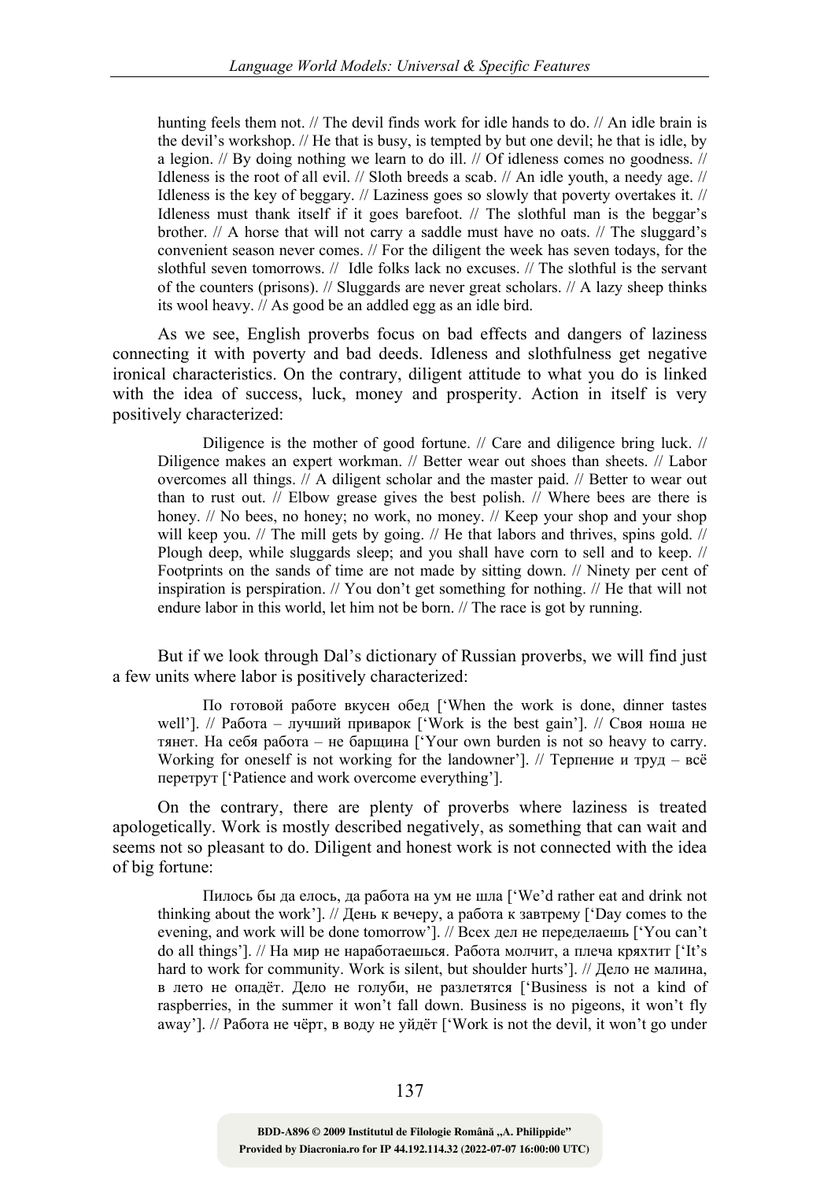hunting feels them not. // The devil finds work for idle hands to do. // An idle brain is the devil's workshop. // He that is busy, is tempted by but one devil; he that is idle, by a legion. // By doing nothing we learn to do ill. // Of idleness comes no goodness. // Idleness is the root of all evil. // Sloth breeds a scab. // An idle youth, a needy age. // Idleness is the key of beggary. // Laziness goes so slowly that poverty overtakes it. // Idleness must thank itself if it goes barefoot. // The slothful man is the beggar's brother. // A horse that will not carry a saddle must have no oats. // The sluggard's convenient season never comes. // For the diligent the week has seven todays, for the slothful seven tomorrows. // Idle folks lack no excuses. // The slothful is the servant of the counters (prisons). // Sluggards are never great scholars. // A lazy sheep thinks its wool heavy. // As good be an addled egg as an idle bird.

As we see, English proverbs focus on bad effects and dangers of laziness connecting it with poverty and bad deeds. Idleness and slothfulness get negative ironical characteristics. On the contrary, diligent attitude to what you do is linked with the idea of success, luck, money and prosperity. Action in itself is very positively characterized:

> Diligence is the mother of good fortune. // Care and diligence bring luck. // Diligence makes an expert workman. // Better wear out shoes than sheets. // Labor overcomes all things. // A diligent scholar and the master paid. // Better to wear out than to rust out. // Elbow grease gives the best polish. // Where bees are there is honey. // No bees, no honey; no work, no money. // Keep your shop and your shop will keep you. // The mill gets by going. // He that labors and thrives, spins gold. // Plough deep, while sluggards sleep; and you shall have corn to sell and to keep. // Footprints on the sands of time are not made by sitting down. // Ninety per cent of inspiration is perspiration. // You don't get something for nothing. // He that will not endure labor in this world, let him not be born. // The race is got by running.

But if we look through Dal's dictionary of Russian proverbs, we will find just a few units where labor is positively characterized:

> По готовой работе вкусен обед ['When the work is done, dinner tastes well']. // Работа – лучший приварок ['Work is the best gain']. // Своя ноша не тянет. На себя работа – не барщина ['Your own burden is not so heavy to carry. Working for oneself is not working for the landowner']. // Терпение и труд – всё перетрут ['Patience and work overcome everything'].

On the contrary, there are plenty of proverbs where laziness is treated apologetically. Work is mostly described negatively, as something that can wait and seems not so pleasant to do. Diligent and honest work is not connected with the idea of big fortune:

> Пилось бы да елось, да работа на ум не шла ['We'd rather eat and drink not thinking about the work']. // День к вечеру, а работа к завтрему ['Day comes to the evening, and work will be done tomorrow']. // Всех дел не переделаешь ['You can't do all things']. // На мир не наработаешься. Работа молчит, а плеча кряхтит ['It's hard to work for community. Work is silent, but shoulder hurts']. // Дело не малина, в лето не опадёт. Дело не голуби, не разлетятся ['Business is not a kind of raspberries, in the summer it won't fall down. Business is no pigeons, it won't fly away']. // Работа не чёрт, в воду не уйдёт ['Work is not the devil, it won't go under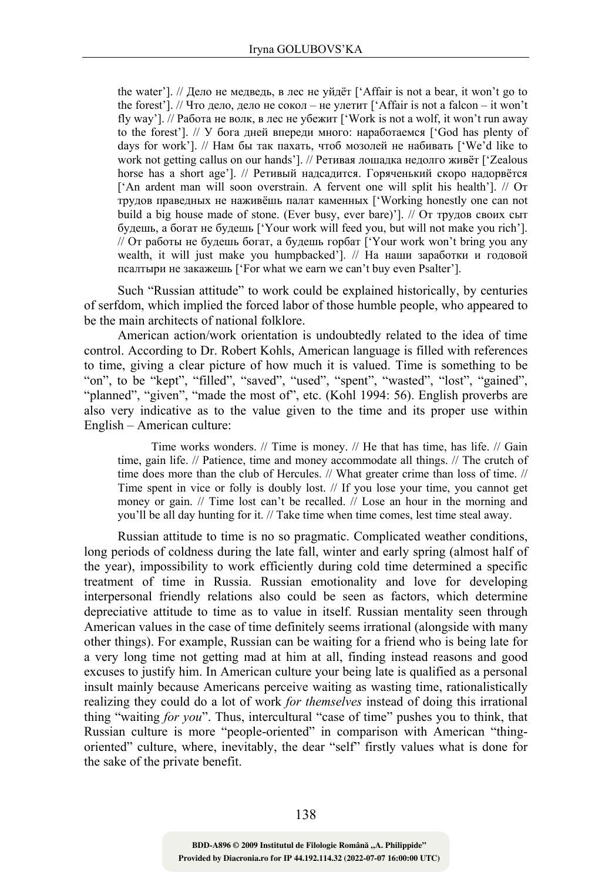the water']. // Дело не медведь, в лес не уйдёт ['Affair is not a bear, it won't go to the forest']. // Что дело, дело не сокол – не улетит ['Affair is not a falcon – it won't fly way']. // Работа не волк, в лес не убежит ['Work is not a wolf, it won't run away to the forest']. // У бога дней впереди много: наработаемся ['God has plenty of days for work']. // Нам бы так пахать, чтоб мозолей не набивать ['We'd like to work not getting callus on our hands']. // Ретивая лошадка недолго живёт ['Zealous horse has a short age']. // Ретивый надсадится. Горяченький скоро надорвётся ['An ardent man will soon overstrain. A fervent one will split his health']. // От трудов праведных не наживёшь палат каменных ['Working honestly one can not build a big house made of stone. (Ever busy, ever bare)']. // От трудов своих сыт будешь, а богат не будешь ['Your work will feed you, but will not make you rich']. // От работы не будешь богат, а будешь горбат ['Your work won't bring you any wealth, it will just make you humpbacked']. // На наши заработки и годовой псалтыри не закажешь ['For what we earn we can't buy even Psalter'].

Such "Russian attitude" to work could be explained historically, by centuries of serfdom, which implied the forced labor of those humble people, who appeared to be the main architects of national folklore.

American action/work orientation is undoubtedly related to the idea of time control. According to Dr. Robert Kohls, American language is filled with references to time, giving a clear picture of how much it is valued. Time is something to be "on", to be "kept", "filled", "saved", "used", "spent", "wasted", "lost", "gained", "planned", "given", "made the most of", etc. (Kohl 1994: 56). English proverbs are also very indicative as to the value given to the time and its proper use within English – American culture:

Time works wonders. // Time is money. // He that has time, has life. // Gain time, gain life. // Patience, time and money accommodate all things. // The crutch of time does more than the club of Hercules. // What greater crime than loss of time. // Time spent in vice or folly is doubly lost. // If you lose your time, you cannot get money or gain. // Time lost can't be recalled. // Lose an hour in the morning and you'll be all day hunting for it. // Take time when time comes, lest time steal away.

Russian attitude to time is no so pragmatic. Complicated weather conditions, long periods of coldness during the late fall, winter and early spring (almost half of the year), impossibility to work efficiently during cold time determined a specific treatment of time in Russia. Russian emotionality and love for developing interpersonal friendly relations also could be seen as factors, which determine depreciative attitude to time as to value in itself. Russian mentality seen through American values in the case of time definitely seems irrational (alongside with many other things). For example, Russian can be waiting for a friend who is being late for a very long time not getting mad at him at all, finding instead reasons and good excuses to justify him. In American culture your being late is qualified as a personal insult mainly because Americans perceive waiting as wasting time, rationalistically realizing they could do a lot of work *for themselves* instead of doing this irrational thing "waiting *for you*". Thus, intercultural "case of time" pushes you to think, that Russian culture is more "people-oriented" in comparison with American "thing-oriented" culture, where, inevitably, the dear "self" firstly values what is done for the sake of the private benefit.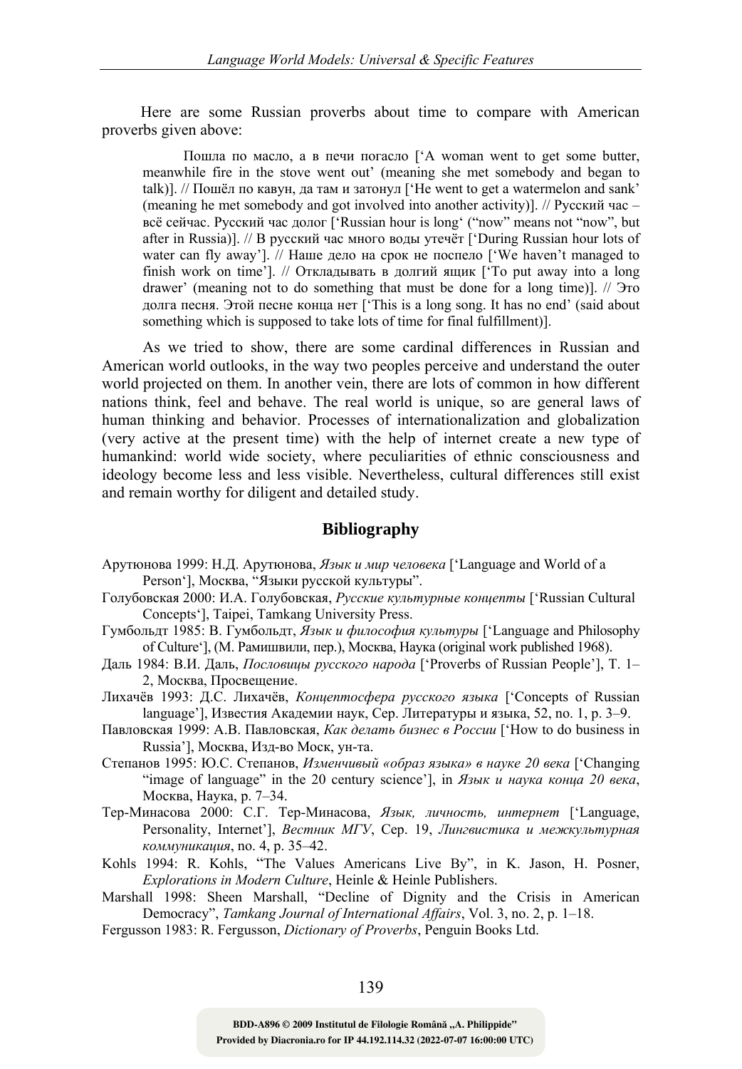Here are some Russian proverbs about time to compare with American proverbs given above:

> Пошла по масло, а в печи погасло ['A woman went to get some butter, meanwhile fire in the stove went out' (meaning she met somebody and began to talk)]. // Пошёл по кавун, да там и затонул ['He went to get a watermelon and sank' (meaning he met somebody and got involved into another activity)]. // Русский час – всё сейчас. Русский час долог ['Russian hour is long' ("now" means not "now", but after in Russia)]. // В русский час много воды утечёт ['During Russian hour lots of water can fly away']. // Наше дело на срок не поспело ['We haven't managed to finish work on time']. // Откладывать в долгий ящик ['To put away into a long drawer' (meaning not to do something that must be done for a long time)]. // Это долга песня. Этой песне конца нет ['This is a long song. It has no end' (said about something which is supposed to take lots of time for final fulfillment)].

As we tried to show, there are some cardinal differences in Russian and American world outlooks, in the way two peoples perceive and understand the outer world projected on them. In another vein, there are lots of common in how different nations think, feel and behave. The real world is unique, so are general laws of human thinking and behavior. Processes of internationalization and globalization (very active at the present time) with the help of internet create a new type of humankind: world wide society, where peculiarities of ethnic consciousness and ideology become less and less visible. Nevertheless, cultural differences still exist and remain worthy for diligent and detailed study.

## Bibliography

Арутюнова 1999: Н.Д. Арутюнова, *Язык и мир человека* ['Language and World of a Person'], Москва, "Языки русской культуры".

Голубовская 2000: И.А. Голубовская, *Русские культурные концепты* ['Russian Cultural Concepts'], Taipei, Tamkang University Press.

Гумбольдт 1985: В. Гумбольдт, *Язык и философия культуры* ['Language and Philosophy of Culture'], (М. Рамишвили, пер.), Москва, Наука (original work published 1968).

Даль 1984: В.И. Даль, *Пословицы русского народа* ['Proverbs of Russian People'], Т. 1–2, Москва, Просвещение.

Лихачёв 1993: Д.С. Лихачёв, *Концептосфера русского языка* ['Concepts of Russian language'], Известия Академии наук, Сер. Литературы и языка, 52, no. 1, p. 3–9.

Павловская 1999: А.В. Павловская, *Как делать бизнес в России* ['How to do business in Russia'], Москва, Изд-во Моск, ун-та.

Степанов 1995: Ю.С. Степанов, *Изменчивый «образ языка» в науке 20 века* ['Changing "image of language" in the 20 century science'], in *Язык и наука конца 20 века*, Москва, Наука, p. 7–34.

Тер-Минасова 2000: С.Г. Тер-Минасова, *Язык, личность, интернет* ['Language, Personality, Internet'], *Вестник МГУ*, Сер. 19, *Лингвистика и межкультурная коммуникация*, no. 4, p. 35–42.

Kohls 1994: R. Kohls, "The Values Americans Live By", in K. Jason, H. Posner, *Explorations in Modern Culture*, Heinle & Heinle Publishers.

Marshall 1998: Sheen Marshall, "Decline of Dignity and the Crisis in American Democracy", *Tamkang Journal of International Affairs*, Vol. 3, no. 2, p. 1–18.

Fergusson 1983: R. Fergusson, *Dictionary of Proverbs*, Penguin Books Ltd.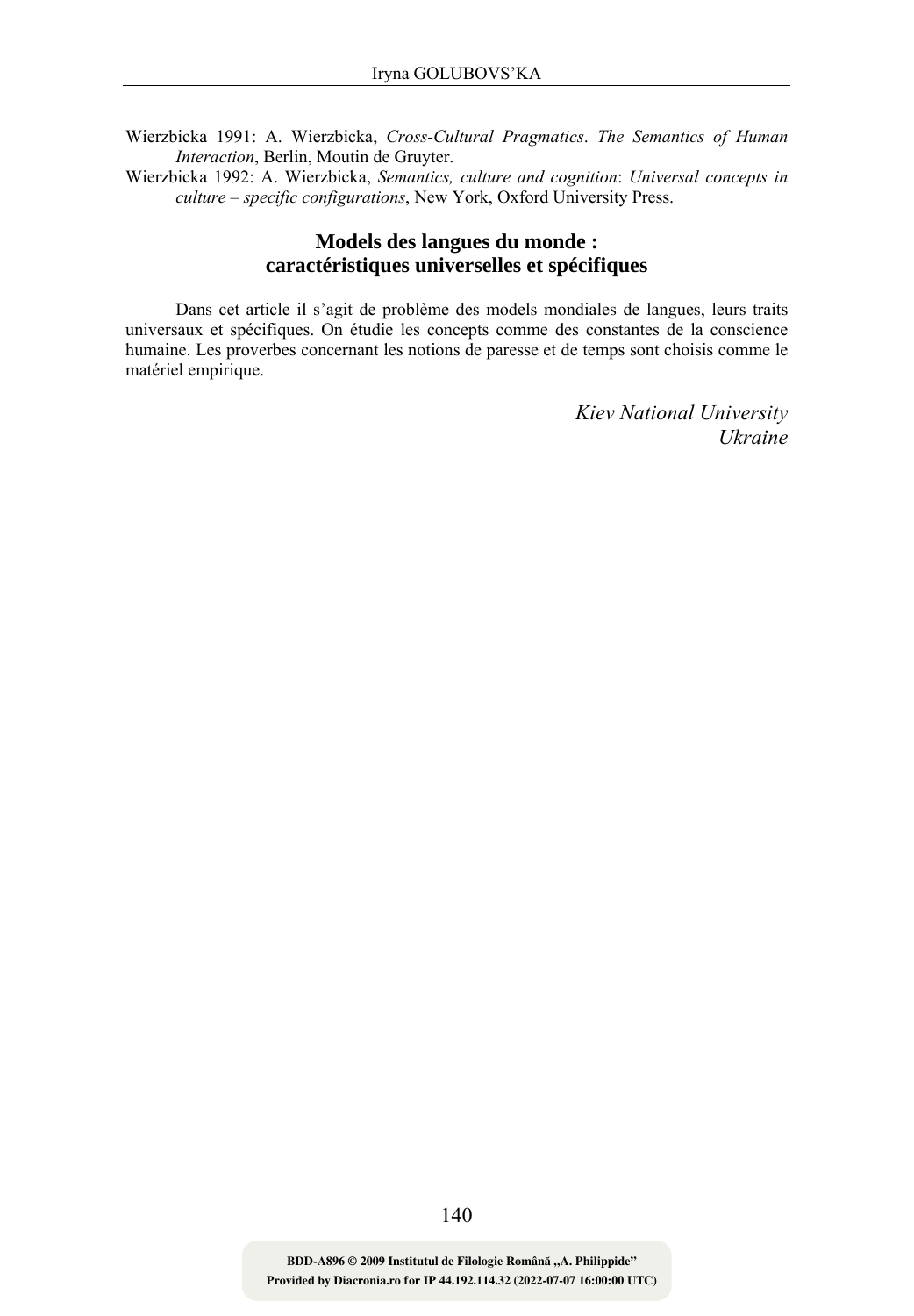Wierzbicka 1991: A. Wierzbicka, *Cross-Cultural Pragmatics*. *The Semantics of Human Interaction*, Berlin, Moutin de Gruyter.

Wierzbicka 1992: A. Wierzbicka, *Semantics, culture and cognition*: *Universal concepts in culture – specific configurations*, New York, Oxford University Press.

## Models des langues du monde : caractéristiques universelles et spécifiques

Dans cet article il s'agit de problème des models mondiales de langues, leurs traits universaux et spécifiques. On étudie les concepts comme des constantes de la conscience humaine. Les proverbes concernant les notions de paresse et de temps sont choisis comme le matériel empirique.

*Kiev National University*
*Ukraine*

BDD-A896 © 2009 Institutul de Filologie Română „A. Philippide"
Provided by Diacronia.ro for IP 44.192.114.32 (2022-07-07 16:00:00 UTC)